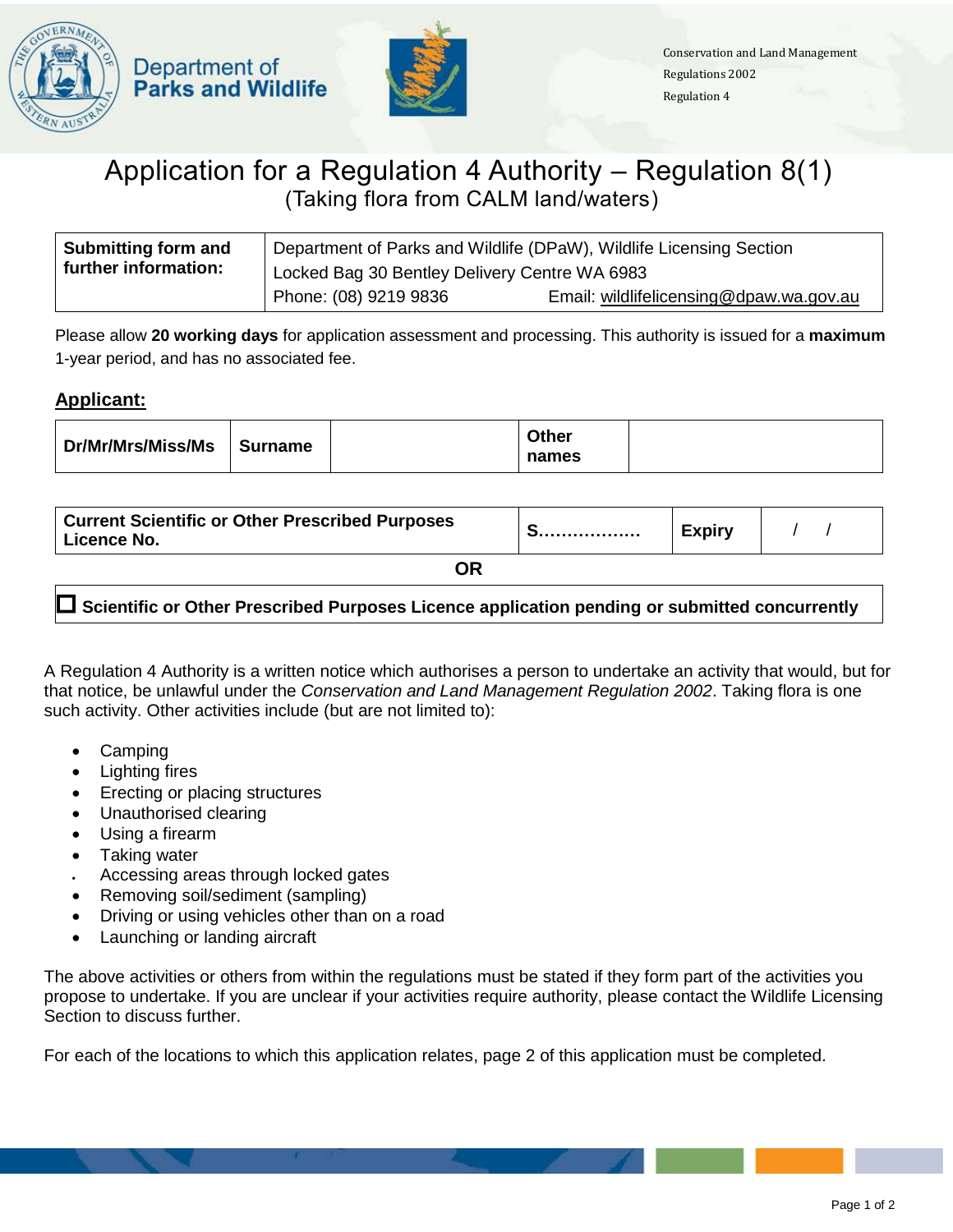Conservation and Land Management Regulations 2002
Regulation 4

# Application for a Regulation 4 Authority – Regulation 8(1)

## (Taking flora from CALM land/waters)

| **Submitting form and further information:** | Department of Parks and Wildlife (DPaW), Wildlife Licensing Section<br>Locked Bag 30 Bentley Delivery Centre WA 6983<br>Phone: (08) 9219 9836 Email: wildlifelicensing@dpaw.wa.gov.au |
|---|---|

Please allow **20 working days** for application assessment and processing. This authority is issued for a **maximum** 1-year period, and has no associated fee.

## Applicant:

| **Dr/Mr/Mrs/Miss/Ms** | **Surname** | | **Other names** | |
|---|---|---|---|---|

| **Current Scientific or Other Prescribed Purposes Licence No.** | **S………………** | **Expiry** | / / |
|---|---|---|---|

**OR**

☐ **Scientific or Other Prescribed Purposes Licence application pending or submitted concurrently**

A Regulation 4 Authority is a written notice which authorises a person to undertake an activity that would, but for that notice, be unlawful under the *Conservation and Land Management Regulation 2002*. Taking flora is one such activity. Other activities include (but are not limited to):

- Camping
- Lighting fires
- Erecting or placing structures
- Unauthorised clearing
- Using a firearm
- Taking water
- Accessing areas through locked gates
- Removing soil/sediment (sampling)
- Driving or using vehicles other than on a road
- Launching or landing aircraft

The above activities or others from within the regulations must be stated if they form part of the activities you propose to undertake. If you are unclear if your activities require authority, please contact the Wildlife Licensing Section to discuss further.

For each of the locations to which this application relates, page 2 of this application must be completed.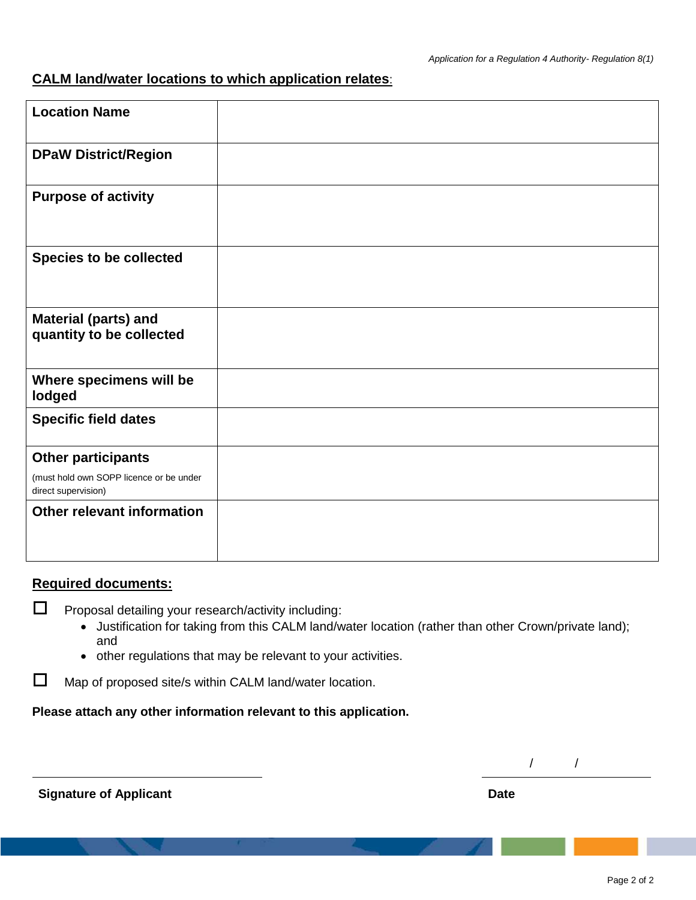**CALM land/water locations to which application relates**:

| | |
|---|---|
| **Location Name** | |
| **DPaW District/Region** | |
| **Purpose of activity** | |
| **Species to be collected** | |
| **Material (parts) and quantity to be collected** | |
| **Where specimens will be lodged** | |
| **Specific field dates** | |
| **Other participants** (must hold own SOPP licence or be under direct supervision) | |
| **Other relevant information** | |

**Required documents:**

☐ Proposal detailing your research/activity including:

- Justification for taking from this CALM land/water location (rather than other Crown/private land); and
- other regulations that may be relevant to your activities.

☐ Map of proposed site/s within CALM land/water location.

**Please attach any other information relevant to this application.**

\_\_\_\_\_\_\_\_\_\_\_\_\_\_\_\_\_\_\_\_\_\_\_\_\_\_\_\_\_\_ &nbsp;&nbsp;&nbsp;&nbsp;&nbsp;&nbsp;&nbsp;&nbsp; / &nbsp;&nbsp;&nbsp; /

**Signature of Applicant** &nbsp;&nbsp;&nbsp;&nbsp;&nbsp;&nbsp;&nbsp;&nbsp; **Date**